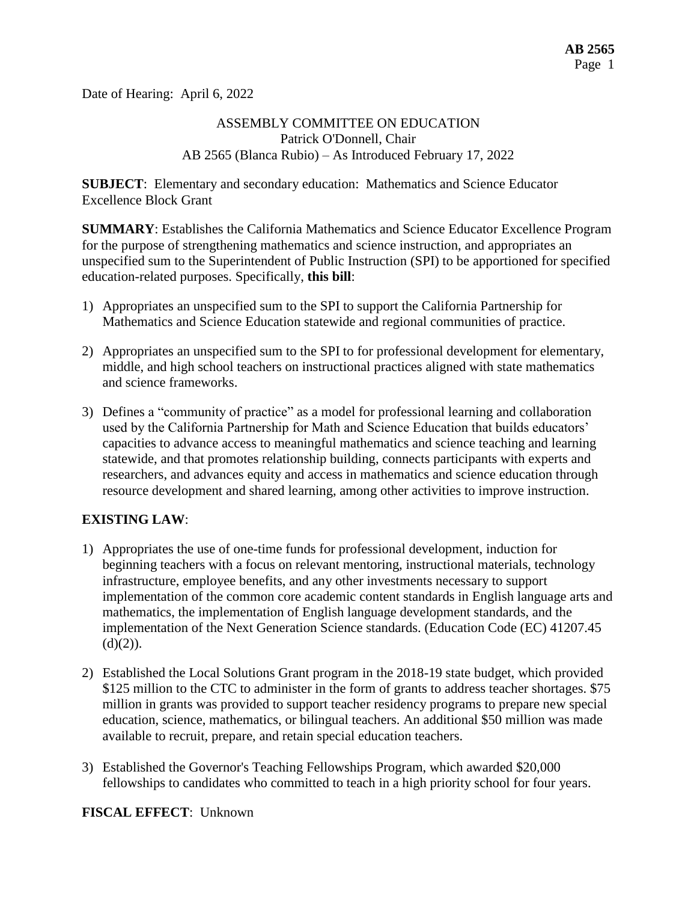Date of Hearing: April 6, 2022

ASSEMBLY COMMITTEE ON EDUCATION
Patrick O'Donnell, Chair
AB 2565 (Blanca Rubio) – As Introduced February 17, 2022

**SUBJECT**: Elementary and secondary education: Mathematics and Science Educator Excellence Block Grant

**SUMMARY**: Establishes the California Mathematics and Science Educator Excellence Program for the purpose of strengthening mathematics and science instruction, and appropriates an unspecified sum to the Superintendent of Public Instruction (SPI) to be apportioned for specified education-related purposes. Specifically, **this bill**:

1) Appropriates an unspecified sum to the SPI to support the California Partnership for Mathematics and Science Education statewide and regional communities of practice.

2) Appropriates an unspecified sum to the SPI to for professional development for elementary, middle, and high school teachers on instructional practices aligned with state mathematics and science frameworks.

3) Defines a "community of practice" as a model for professional learning and collaboration used by the California Partnership for Math and Science Education that builds educators' capacities to advance access to meaningful mathematics and science teaching and learning statewide, and that promotes relationship building, connects participants with experts and researchers, and advances equity and access in mathematics and science education through resource development and shared learning, among other activities to improve instruction.

**EXISTING LAW**:

1) Appropriates the use of one-time funds for professional development, induction for beginning teachers with a focus on relevant mentoring, instructional materials, technology infrastructure, employee benefits, and any other investments necessary to support implementation of the common core academic content standards in English language arts and mathematics, the implementation of English language development standards, and the implementation of the Next Generation Science standards. (Education Code (EC) 41207.45 (d)(2)).

2) Established the Local Solutions Grant program in the 2018-19 state budget, which provided $125 million to the CTC to administer in the form of grants to address teacher shortages. $75 million in grants was provided to support teacher residency programs to prepare new special education, science, mathematics, or bilingual teachers. An additional $50 million was made available to recruit, prepare, and retain special education teachers.

3) Established the Governor's Teaching Fellowships Program, which awarded $20,000 fellowships to candidates who committed to teach in a high priority school for four years.

**FISCAL EFFECT**: Unknown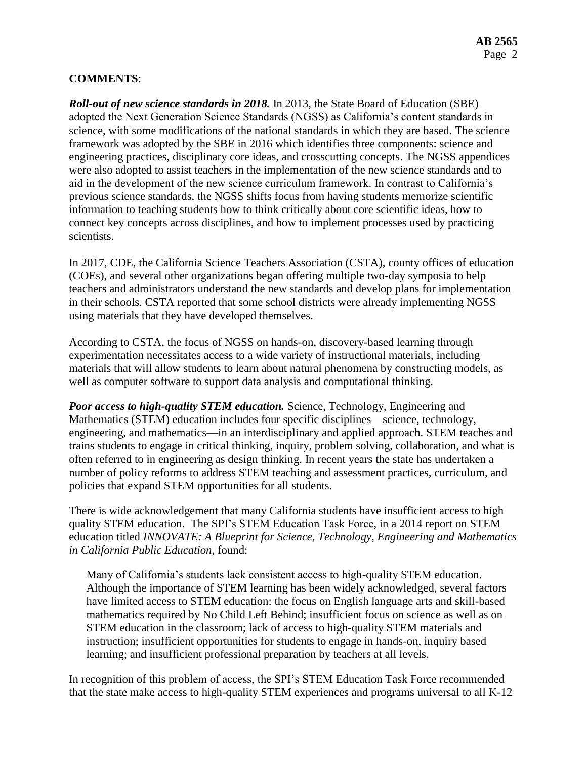**COMMENTS**:

***Roll-out of new science standards in 2018.*** In 2013, the State Board of Education (SBE) adopted the Next Generation Science Standards (NGSS) as California's content standards in science, with some modifications of the national standards in which they are based. The science framework was adopted by the SBE in 2016 which identifies three components: science and engineering practices, disciplinary core ideas, and crosscutting concepts. The NGSS appendices were also adopted to assist teachers in the implementation of the new science standards and to aid in the development of the new science curriculum framework. In contrast to California's previous science standards, the NGSS shifts focus from having students memorize scientific information to teaching students how to think critically about core scientific ideas, how to connect key concepts across disciplines, and how to implement processes used by practicing scientists.

In 2017, CDE, the California Science Teachers Association (CSTA), county offices of education (COEs), and several other organizations began offering multiple two-day symposia to help teachers and administrators understand the new standards and develop plans for implementation in their schools. CSTA reported that some school districts were already implementing NGSS using materials that they have developed themselves.

According to CSTA, the focus of NGSS on hands-on, discovery-based learning through experimentation necessitates access to a wide variety of instructional materials, including materials that will allow students to learn about natural phenomena by constructing models, as well as computer software to support data analysis and computational thinking.

***Poor access to high-quality STEM education.*** Science, Technology, Engineering and Mathematics (STEM) education includes four specific disciplines—science, technology, engineering, and mathematics—in an interdisciplinary and applied approach. STEM teaches and trains students to engage in critical thinking, inquiry, problem solving, collaboration, and what is often referred to in engineering as design thinking. In recent years the state has undertaken a number of policy reforms to address STEM teaching and assessment practices, curriculum, and policies that expand STEM opportunities for all students.

There is wide acknowledgement that many California students have insufficient access to high quality STEM education. The SPI's STEM Education Task Force, in a 2014 report on STEM education titled *INNOVATE: A Blueprint for Science, Technology, Engineering and Mathematics in California Public Education*, found:

> Many of California's students lack consistent access to high-quality STEM education. Although the importance of STEM learning has been widely acknowledged, several factors have limited access to STEM education: the focus on English language arts and skill-based mathematics required by No Child Left Behind; insufficient focus on science as well as on STEM education in the classroom; lack of access to high-quality STEM materials and instruction; insufficient opportunities for students to engage in hands-on, inquiry based learning; and insufficient professional preparation by teachers at all levels.

In recognition of this problem of access, the SPI's STEM Education Task Force recommended that the state make access to high-quality STEM experiences and programs universal to all K-12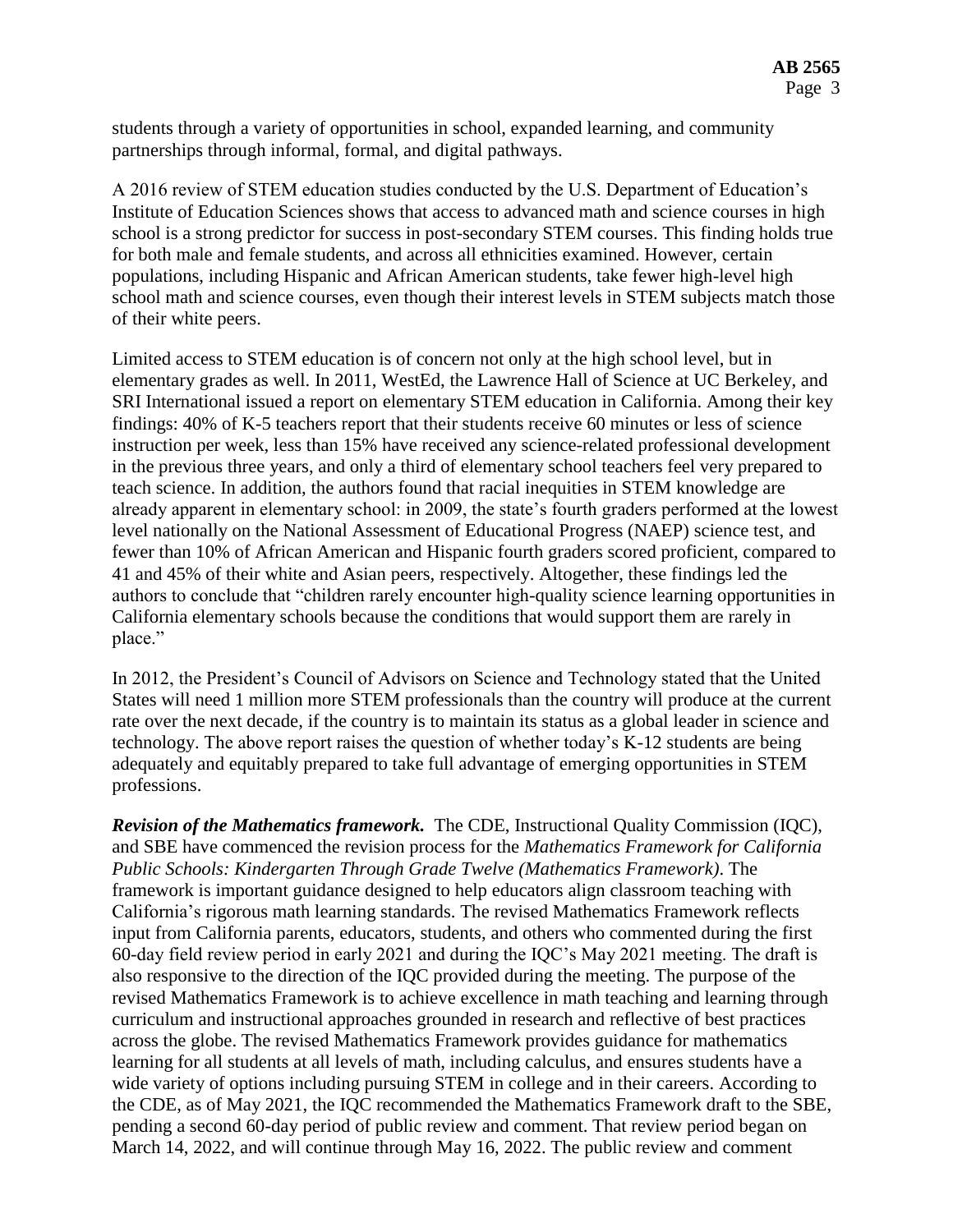students through a variety of opportunities in school, expanded learning, and community partnerships through informal, formal, and digital pathways.

A 2016 review of STEM education studies conducted by the U.S. Department of Education's Institute of Education Sciences shows that access to advanced math and science courses in high school is a strong predictor for success in post-secondary STEM courses. This finding holds true for both male and female students, and across all ethnicities examined. However, certain populations, including Hispanic and African American students, take fewer high-level high school math and science courses, even though their interest levels in STEM subjects match those of their white peers.

Limited access to STEM education is of concern not only at the high school level, but in elementary grades as well. In 2011, WestEd, the Lawrence Hall of Science at UC Berkeley, and SRI International issued a report on elementary STEM education in California. Among their key findings: 40% of K-5 teachers report that their students receive 60 minutes or less of science instruction per week, less than 15% have received any science-related professional development in the previous three years, and only a third of elementary school teachers feel very prepared to teach science. In addition, the authors found that racial inequities in STEM knowledge are already apparent in elementary school: in 2009, the state's fourth graders performed at the lowest level nationally on the National Assessment of Educational Progress (NAEP) science test, and fewer than 10% of African American and Hispanic fourth graders scored proficient, compared to 41 and 45% of their white and Asian peers, respectively. Altogether, these findings led the authors to conclude that "children rarely encounter high-quality science learning opportunities in California elementary schools because the conditions that would support them are rarely in place."

In 2012, the President's Council of Advisors on Science and Technology stated that the United States will need 1 million more STEM professionals than the country will produce at the current rate over the next decade, if the country is to maintain its status as a global leader in science and technology. The above report raises the question of whether today's K-12 students are being adequately and equitably prepared to take full advantage of emerging opportunities in STEM professions.

***Revision of the Mathematics framework.*** The CDE, Instructional Quality Commission (IQC), and SBE have commenced the revision process for the *Mathematics Framework for California Public Schools: Kindergarten Through Grade Twelve (Mathematics Framework)*. The framework is important guidance designed to help educators align classroom teaching with California's rigorous math learning standards. The revised Mathematics Framework reflects input from California parents, educators, students, and others who commented during the first 60-day field review period in early 2021 and during the IQC's May 2021 meeting. The draft is also responsive to the direction of the IQC provided during the meeting. The purpose of the revised Mathematics Framework is to achieve excellence in math teaching and learning through curriculum and instructional approaches grounded in research and reflective of best practices across the globe. The revised Mathematics Framework provides guidance for mathematics learning for all students at all levels of math, including calculus, and ensures students have a wide variety of options including pursuing STEM in college and in their careers. According to the CDE, as of May 2021, the IQC recommended the Mathematics Framework draft to the SBE, pending a second 60-day period of public review and comment. That review period began on March 14, 2022, and will continue through May 16, 2022. The public review and comment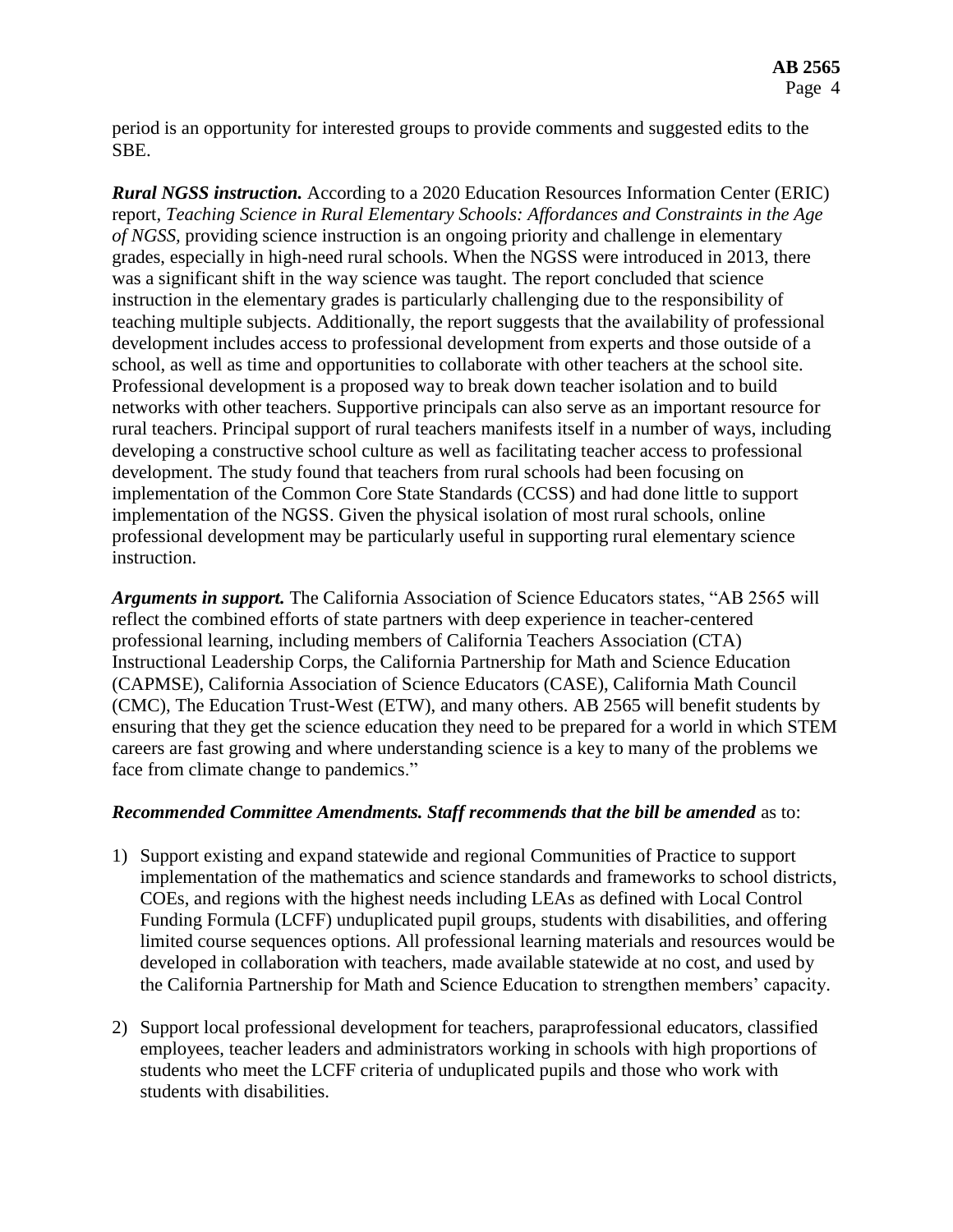period is an opportunity for interested groups to provide comments and suggested edits to the SBE.

***Rural NGSS instruction.*** According to a 2020 Education Resources Information Center (ERIC) report, *Teaching Science in Rural Elementary Schools: Affordances and Constraints in the Age of NGSS*, providing science instruction is an ongoing priority and challenge in elementary grades, especially in high-need rural schools. When the NGSS were introduced in 2013, there was a significant shift in the way science was taught. The report concluded that science instruction in the elementary grades is particularly challenging due to the responsibility of teaching multiple subjects. Additionally, the report suggests that the availability of professional development includes access to professional development from experts and those outside of a school, as well as time and opportunities to collaborate with other teachers at the school site. Professional development is a proposed way to break down teacher isolation and to build networks with other teachers. Supportive principals can also serve as an important resource for rural teachers. Principal support of rural teachers manifests itself in a number of ways, including developing a constructive school culture as well as facilitating teacher access to professional development. The study found that teachers from rural schools had been focusing on implementation of the Common Core State Standards (CCSS) and had done little to support implementation of the NGSS. Given the physical isolation of most rural schools, online professional development may be particularly useful in supporting rural elementary science instruction.

***Arguments in support.*** The California Association of Science Educators states, "AB 2565 will reflect the combined efforts of state partners with deep experience in teacher-centered professional learning, including members of California Teachers Association (CTA) Instructional Leadership Corps, the California Partnership for Math and Science Education (CAPMSE), California Association of Science Educators (CASE), California Math Council (CMC), The Education Trust-West (ETW), and many others. AB 2565 will benefit students by ensuring that they get the science education they need to be prepared for a world in which STEM careers are fast growing and where understanding science is a key to many of the problems we face from climate change to pandemics."

***Recommended Committee Amendments. Staff recommends that the bill be amended*** as to:

1) Support existing and expand statewide and regional Communities of Practice to support implementation of the mathematics and science standards and frameworks to school districts, COEs, and regions with the highest needs including LEAs as defined with Local Control Funding Formula (LCFF) unduplicated pupil groups, students with disabilities, and offering limited course sequences options. All professional learning materials and resources would be developed in collaboration with teachers, made available statewide at no cost, and used by the California Partnership for Math and Science Education to strengthen members' capacity.

2) Support local professional development for teachers, paraprofessional educators, classified employees, teacher leaders and administrators working in schools with high proportions of students who meet the LCFF criteria of unduplicated pupils and those who work with students with disabilities.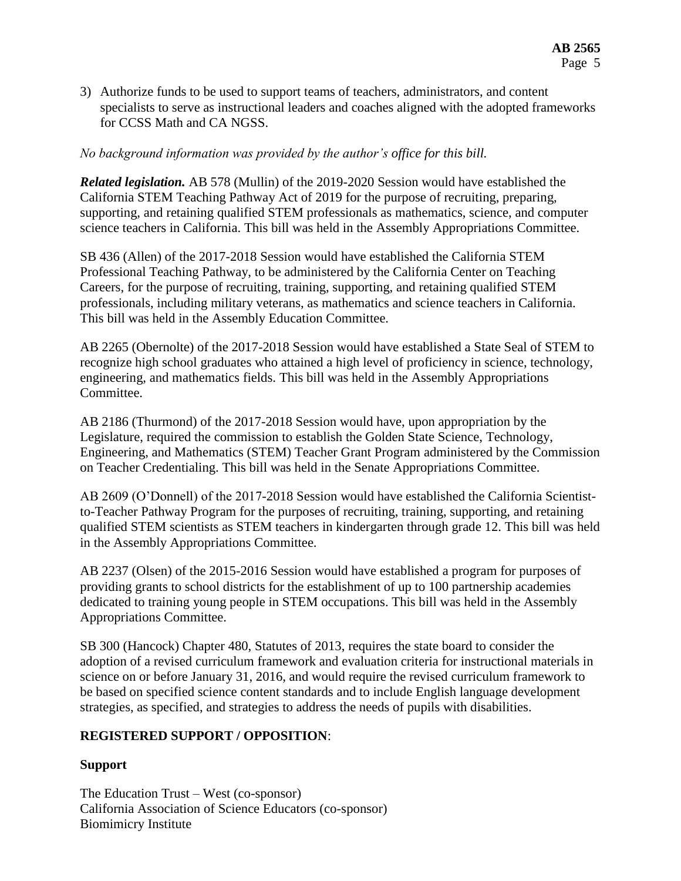3) Authorize funds to be used to support teams of teachers, administrators, and content specialists to serve as instructional leaders and coaches aligned with the adopted frameworks for CCSS Math and CA NGSS.

*No background information was provided by the author's office for this bill.*

***Related legislation.*** AB 578 (Mullin) of the 2019-2020 Session would have established the California STEM Teaching Pathway Act of 2019 for the purpose of recruiting, preparing, supporting, and retaining qualified STEM professionals as mathematics, science, and computer science teachers in California. This bill was held in the Assembly Appropriations Committee.

SB 436 (Allen) of the 2017-2018 Session would have established the California STEM Professional Teaching Pathway, to be administered by the California Center on Teaching Careers, for the purpose of recruiting, training, supporting, and retaining qualified STEM professionals, including military veterans, as mathematics and science teachers in California. This bill was held in the Assembly Education Committee.

AB 2265 (Obernolte) of the 2017-2018 Session would have established a State Seal of STEM to recognize high school graduates who attained a high level of proficiency in science, technology, engineering, and mathematics fields. This bill was held in the Assembly Appropriations Committee.

AB 2186 (Thurmond) of the 2017-2018 Session would have, upon appropriation by the Legislature, required the commission to establish the Golden State Science, Technology, Engineering, and Mathematics (STEM) Teacher Grant Program administered by the Commission on Teacher Credentialing. This bill was held in the Senate Appropriations Committee.

AB 2609 (O'Donnell) of the 2017-2018 Session would have established the California Scientist-to-Teacher Pathway Program for the purposes of recruiting, training, supporting, and retaining qualified STEM scientists as STEM teachers in kindergarten through grade 12. This bill was held in the Assembly Appropriations Committee.

AB 2237 (Olsen) of the 2015-2016 Session would have established a program for purposes of providing grants to school districts for the establishment of up to 100 partnership academies dedicated to training young people in STEM occupations. This bill was held in the Assembly Appropriations Committee.

SB 300 (Hancock) Chapter 480, Statutes of 2013, requires the state board to consider the adoption of a revised curriculum framework and evaluation criteria for instructional materials in science on or before January 31, 2016, and would require the revised curriculum framework to be based on specified science content standards and to include English language development strategies, as specified, and strategies to address the needs of pupils with disabilities.

**REGISTERED SUPPORT / OPPOSITION**:

**Support**

The Education Trust – West (co-sponsor)
California Association of Science Educators (co-sponsor)
Biomimicry Institute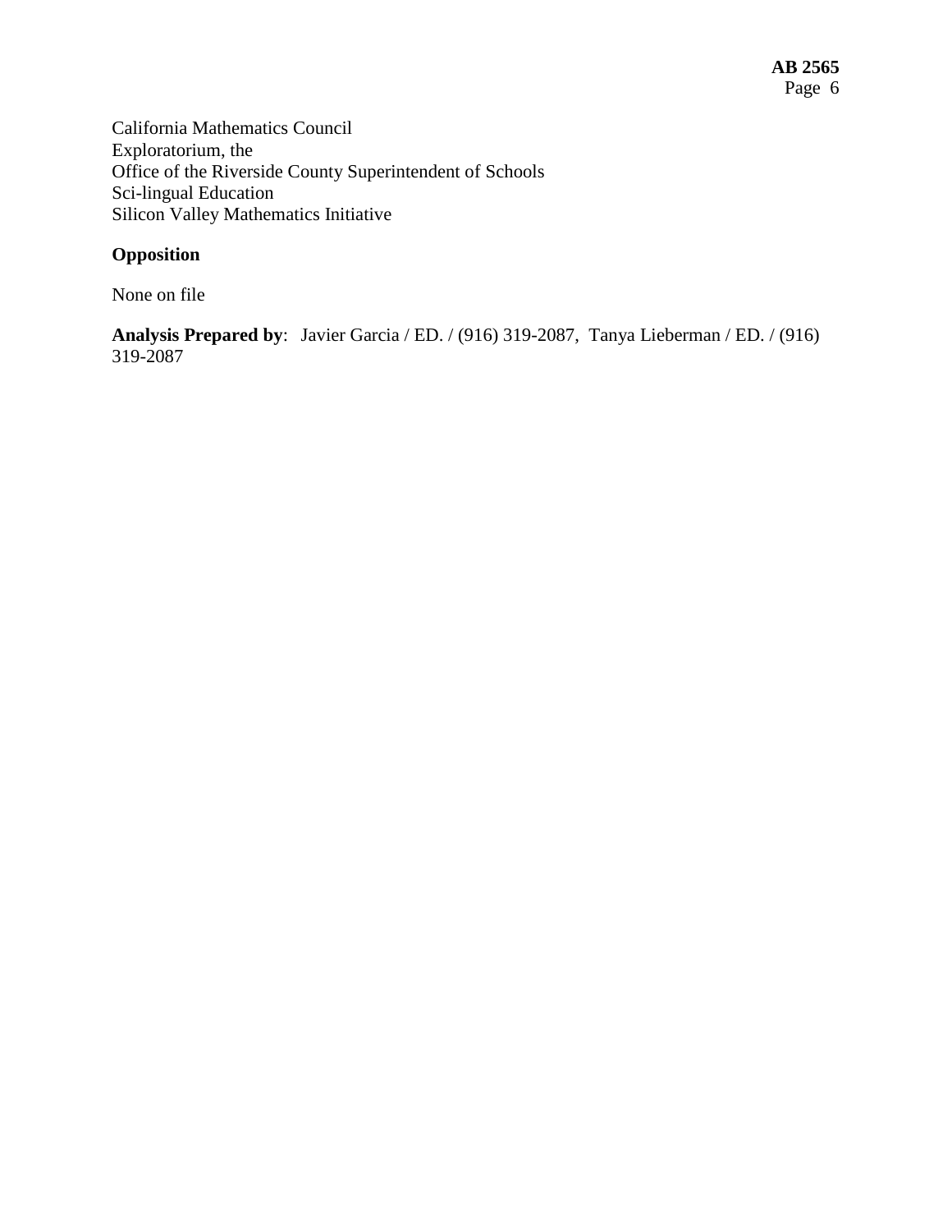California Mathematics Council
Exploratorium, the
Office of the Riverside County Superintendent of Schools
Sci-lingual Education
Silicon Valley Mathematics Initiative

**Opposition**

None on file

**Analysis Prepared by**: Javier Garcia / ED. / (916) 319-2087, Tanya Lieberman / ED. / (916) 319-2087